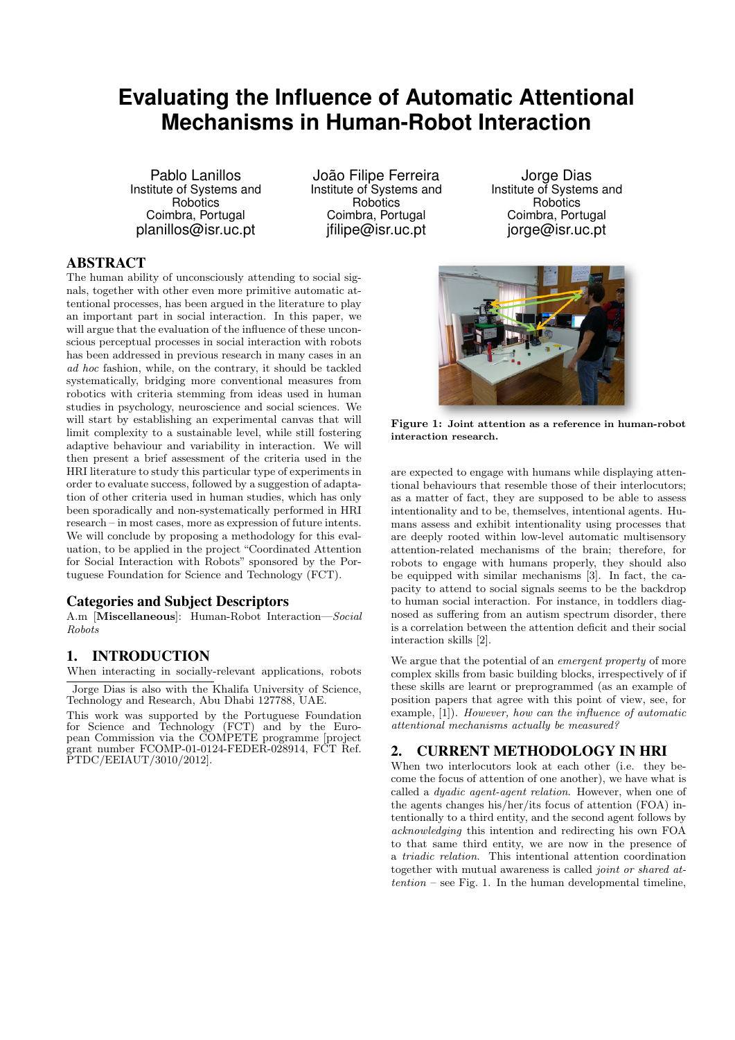# Evaluating the Influence of Automatic Attentional Mechanisms in Human-Robot Interaction

Pablo Lanillos
Institute of Systems and Robotics
Coimbra, Portugal
planillos@isr.uc.pt

João Filipe Ferreira
Institute of Systems and Robotics
Coimbra, Portugal
jfilipe@isr.uc.pt

Jorge Dias
Institute of Systems and Robotics
Coimbra, Portugal
jorge@isr.uc.pt

## ABSTRACT

The human ability of unconsciously attending to social signals, together with other even more primitive automatic attentional processes, has been argued in the literature to play an important part in social interaction. In this paper, we will argue that the evaluation of the influence of these unconscious perceptual processes in social interaction with robots has been addressed in previous research in many cases in an *ad hoc* fashion, while, on the contrary, it should be tackled systematically, bridging more conventional measures from robotics with criteria stemming from ideas used in human studies in psychology, neuroscience and social sciences. We will start by establishing an experimental canvas that will limit complexity to a sustainable level, while still fostering adaptive behaviour and variability in interaction. We will then present a brief assessment of the criteria used in the HRI literature to study this particular type of experiments in order to evaluate success, followed by a suggestion of adaptation of other criteria used in human studies, which has only been sporadically and non-systematically performed in HRI research – in most cases, more as expression of future intents. We will conclude by proposing a methodology for this evaluation, to be applied in the project "Coordinated Attention for Social Interaction with Robots" sponsored by the Portuguese Foundation for Science and Technology (FCT).

## Categories and Subject Descriptors

A.m [**Miscellaneous**]: Human-Robot Interaction—*Social Robots*

## 1. INTRODUCTION

When interacting in socially-relevant applications, robots are expected to engage with humans while displaying attentional behaviours that resemble those of their interlocutors; as a matter of fact, they are supposed to be able to assess intentionality and to be, themselves, intentional agents. Humans assess and exhibit intentionality using processes that are deeply rooted within low-level automatic multisensory attention-related mechanisms of the brain; therefore, for robots to engage with humans properly, they should also be equipped with similar mechanisms [3]. In fact, the capacity to attend to social signals seems to be the backdrop to human social interaction. For instance, in toddlers diagnosed as suffering from an autism spectrum disorder, there is a correlation between the attention deficit and their social interaction skills [2].

We argue that the potential of an *emergent property* of more complex skills from basic building blocks, irrespectively of if these skills are learnt or preprogrammed (as an example of position papers that agree with this point of view, see, for example, [1]). *However, how can the influence of automatic attentional mechanisms actually be measured?*

Jorge Dias is also with the Khalifa University of Science, Technology and Research, Abu Dhabi 127788, UAE.

This work was supported by the Portuguese Foundation for Science and Technology (FCT) and by the European Commission via the COMPETE programme [project grant number FCOMP-01-0124-FEDER-028914, FCT Ref. PTDC/EEIAUT/3010/2012].

**Figure 1: Joint attention as a reference in human-robot interaction research.**

## 2. CURRENT METHODOLOGY IN HRI

When two interlocutors look at each other (i.e. they become the focus of attention of one another), we have what is called a *dyadic agent-agent relation*. However, when one of the agents changes his/her/its focus of attention (FOA) intentionally to a third entity, and the second agent follows by *acknowledging* this intention and redirecting his own FOA to that same third entity, we are now in the presence of a *triadic relation*. This intentional attention coordination together with mutual awareness is called *joint or shared attention* – see Fig. 1. In the human developmental timeline,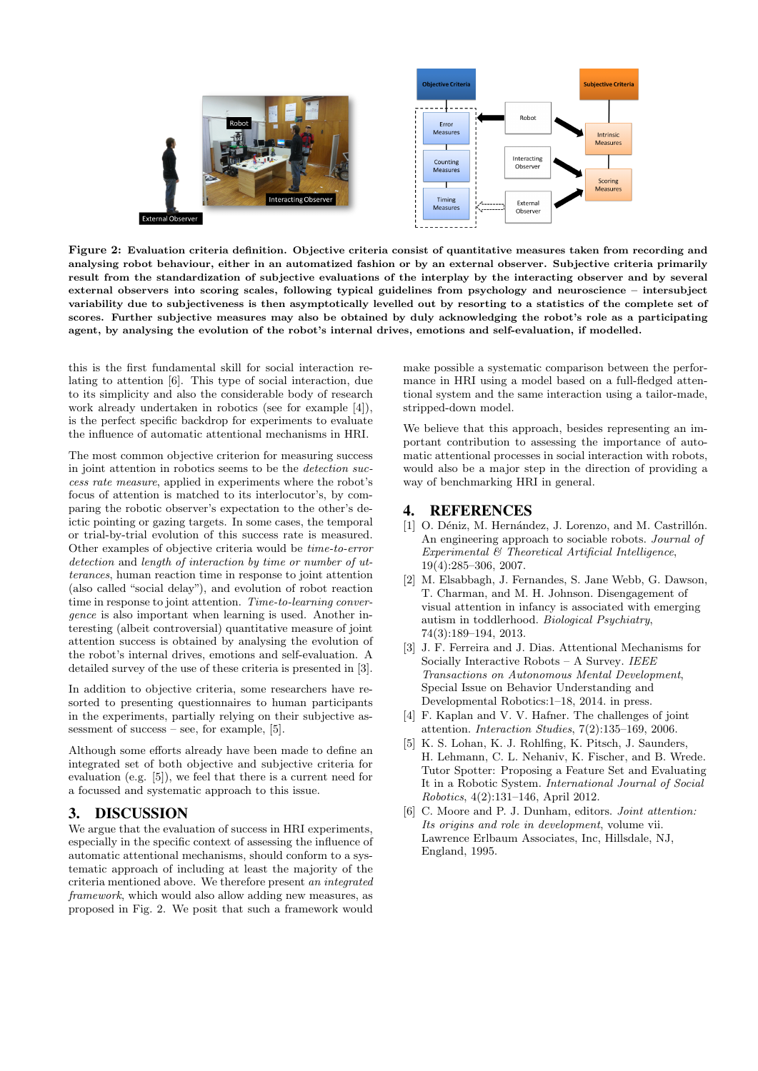Objective Criteria

Error Measures

Counting Measures

Timing Measures

Robot

Interacting Observer

External Observer

Subjective Criteria

Intrinsic Measures

Scoring Measures

Robot

Interacting Observer

External Observer

**Figure 2: Evaluation criteria definition. Objective criteria consist of quantitative measures taken from recording and analysing robot behaviour, either in an automatized fashion or by an external observer. Subjective criteria primarily result from the standardization of subjective evaluations of the interplay by the interacting observer and by several external observers into scoring scales, following typical guidelines from psychology and neuroscience – intersubject variability due to subjectiveness is then asymptotically levelled out by resorting to a statistics of the complete set of scores. Further subjective measures may also be obtained by duly acknowledging the robot's role as a participating agent, by analysing the evolution of the robot's internal drives, emotions and self-evaluation, if modelled.**

this is the first fundamental skill for social interaction relating to attention [6]. This type of social interaction, due to its simplicity and also the considerable body of research work already undertaken in robotics (see for example [4]), is the perfect specific backdrop for experiments to evaluate the influence of automatic attentional mechanisms in HRI.

The most common objective criterion for measuring success in joint attention in robotics seems to be the *detection success rate measure*, applied in experiments where the robot's focus of attention is matched to its interlocutor's, by comparing the robotic observer's expectation to the other's deictic pointing or gazing targets. In some cases, the temporal or trial-by-trial evolution of this success rate is measured. Other examples of objective criteria would be *time-to-error detection* and *length of interaction by time or number of utterances*, human reaction time in response to joint attention (also called "social delay"), and evolution of robot reaction time in response to joint attention. *Time-to-learning convergence* is also important when learning is used. Another interesting (albeit controversial) quantitative measure of joint attention success is obtained by analysing the evolution of the robot's internal drives, emotions and self-evaluation. A detailed survey of the use of these criteria is presented in [3].

In addition to objective criteria, some researchers have resorted to presenting questionnaires to human participants in the experiments, partially relying on their subjective assessment of success – see, for example, [5].

Although some efforts already have been made to define an integrated set of both objective and subjective criteria for evaluation (e.g. [5]), we feel that there is a current need for a focussed and systematic approach to this issue.

## 3. DISCUSSION

We argue that the evaluation of success in HRI experiments, especially in the specific context of assessing the influence of automatic attentional mechanisms, should conform to a systematic approach of including at least the majority of the criteria mentioned above. We therefore present *an integrated framework*, which would also allow adding new measures, as proposed in Fig. 2. We posit that such a framework would make possible a systematic comparison between the performance in HRI using a model based on a full-fledged attentional system and the same interaction using a tailor-made, stripped-down model.

We believe that this approach, besides representing an important contribution to assessing the importance of automatic attentional processes in social interaction with robots, would also be a major step in the direction of providing a way of benchmarking HRI in general.

## 4. REFERENCES

[1] O. Déniz, M. Hernández, J. Lorenzo, and M. Castrillón. An engineering approach to sociable robots. *Journal of Experimental & Theoretical Artificial Intelligence*, 19(4):285–306, 2007.

[2] M. Elsabbagh, J. Fernandes, S. Jane Webb, G. Dawson, T. Charman, and M. H. Johnson. Disengagement of visual attention in infancy is associated with emerging autism in toddlerhood. *Biological Psychiatry*, 74(3):189–194, 2013.

[3] J. F. Ferreira and J. Dias. Attentional Mechanisms for Socially Interactive Robots – A Survey. *IEEE Transactions on Autonomous Mental Development*, Special Issue on Behavior Understanding and Developmental Robotics:1–18, 2014. in press.

[4] F. Kaplan and V. V. Hafner. The challenges of joint attention. *Interaction Studies*, 7(2):135–169, 2006.

[5] K. S. Lohan, K. J. Rohlfing, K. Pitsch, J. Saunders, H. Lehmann, C. L. Nehaniv, K. Fischer, and B. Wrede. Tutor Spotter: Proposing a Feature Set and Evaluating It in a Robotic System. *International Journal of Social Robotics*, 4(2):131–146, April 2012.

[6] C. Moore and P. J. Dunham, editors. *Joint attention: Its origins and role in development*, volume vii. Lawrence Erlbaum Associates, Inc, Hillsdale, NJ, England, 1995.